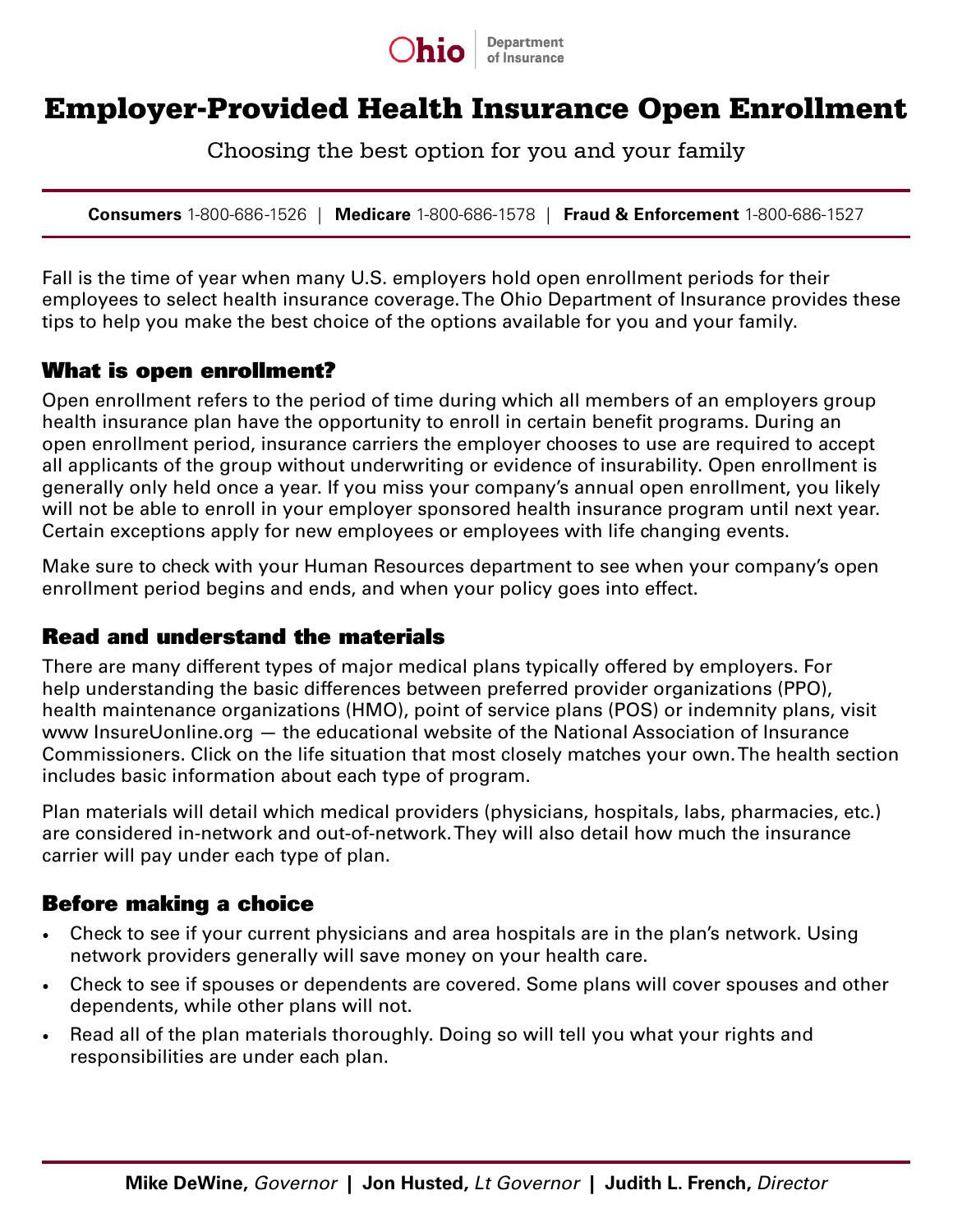Ohio Department of Insurance

# Employer-Provided Health Insurance Open Enrollment

Choosing the best option for you and your family

**Consumers** 1-800-686-1526 | **Medicare** 1-800-686-1578 | **Fraud & Enforcement** 1-800-686-1527

Fall is the time of year when many U.S. employers hold open enrollment periods for their employees to select health insurance coverage. The Ohio Department of Insurance provides these tips to help you make the best choice of the options available for you and your family.

## What is open enrollment?

Open enrollment refers to the period of time during which all members of an employers group health insurance plan have the opportunity to enroll in certain benefit programs. During an open enrollment period, insurance carriers the employer chooses to use are required to accept all applicants of the group without underwriting or evidence of insurability. Open enrollment is generally only held once a year. If you miss your company's annual open enrollment, you likely will not be able to enroll in your employer sponsored health insurance program until next year. Certain exceptions apply for new employees or employees with life changing events.

Make sure to check with your Human Resources department to see when your company's open enrollment period begins and ends, and when your policy goes into effect.

## Read and understand the materials

There are many different types of major medical plans typically offered by employers. For help understanding the basic differences between preferred provider organizations (PPO), health maintenance organizations (HMO), point of service plans (POS) or indemnity plans, visit www InsureUonline.org — the educational website of the National Association of Insurance Commissioners. Click on the life situation that most closely matches your own. The health section includes basic information about each type of program.

Plan materials will detail which medical providers (physicians, hospitals, labs, pharmacies, etc.) are considered in-network and out-of-network. They will also detail how much the insurance carrier will pay under each type of plan.

## Before making a choice

- Check to see if your current physicians and area hospitals are in the plan's network. Using network providers generally will save money on your health care.
- Check to see if spouses or dependents are covered. Some plans will cover spouses and other dependents, while other plans will not.
- Read all of the plan materials thoroughly. Doing so will tell you what your rights and responsibilities are under each plan.

**Mike DeWine,** *Governor* | **Jon Husted,** *Lt Governor* | **Judith L. French,** *Director*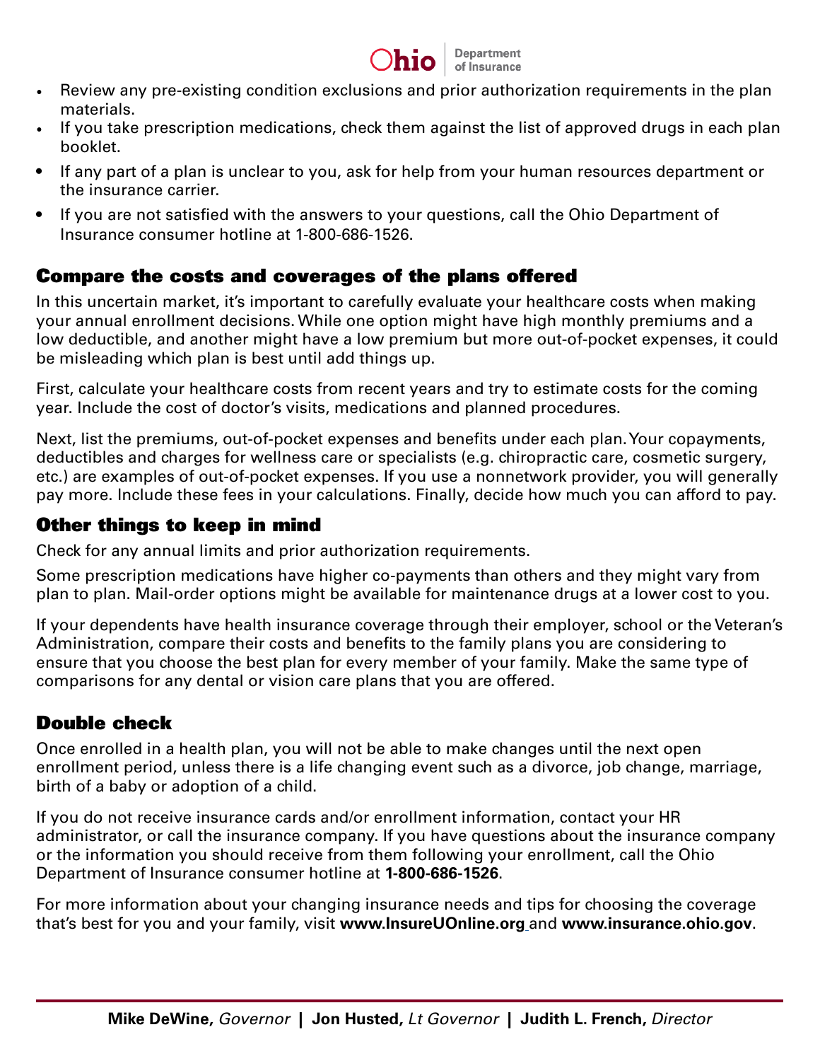- Review any pre-existing condition exclusions and prior authorization requirements in the plan materials.
- If you take prescription medications, check them against the list of approved drugs in each plan booklet.
- If any part of a plan is unclear to you, ask for help from your human resources department or the insurance carrier.
- If you are not satisfied with the answers to your questions, call the Ohio Department of Insurance consumer hotline at 1-800-686-1526.

## Compare the costs and coverages of the plans offered

In this uncertain market, it's important to carefully evaluate your healthcare costs when making your annual enrollment decisions. While one option might have high monthly premiums and a low deductible, and another might have a low premium but more out-of-pocket expenses, it could be misleading which plan is best until add things up.

First, calculate your healthcare costs from recent years and try to estimate costs for the coming year. Include the cost of doctor's visits, medications and planned procedures.

Next, list the premiums, out-of-pocket expenses and benefits under each plan. Your copayments, deductibles and charges for wellness care or specialists (e.g. chiropractic care, cosmetic surgery, etc.) are examples of out-of-pocket expenses. If you use a nonnetwork provider, you will generally pay more. Include these fees in your calculations. Finally, decide how much you can afford to pay.

## Other things to keep in mind

Check for any annual limits and prior authorization requirements.

Some prescription medications have higher co-payments than others and they might vary from plan to plan. Mail-order options might be available for maintenance drugs at a lower cost to you.

If your dependents have health insurance coverage through their employer, school or the Veteran's Administration, compare their costs and benefits to the family plans you are considering to ensure that you choose the best plan for every member of your family. Make the same type of comparisons for any dental or vision care plans that you are offered.

## Double check

Once enrolled in a health plan, you will not be able to make changes until the next open enrollment period, unless there is a life changing event such as a divorce, job change, marriage, birth of a baby or adoption of a child.

If you do not receive insurance cards and/or enrollment information, contact your HR administrator, or call the insurance company. If you have questions about the insurance company or the information you should receive from them following your enrollment, call the Ohio Department of Insurance consumer hotline at **1-800-686-1526**.

For more information about your changing insurance needs and tips for choosing the coverage that's best for you and your family, visit **www.InsureUOnline.org** and **www.insurance.ohio.gov**.

**Mike DeWine,** *Governor* | **Jon Husted,** *Lt Governor* | **Judith L. French,** *Director*